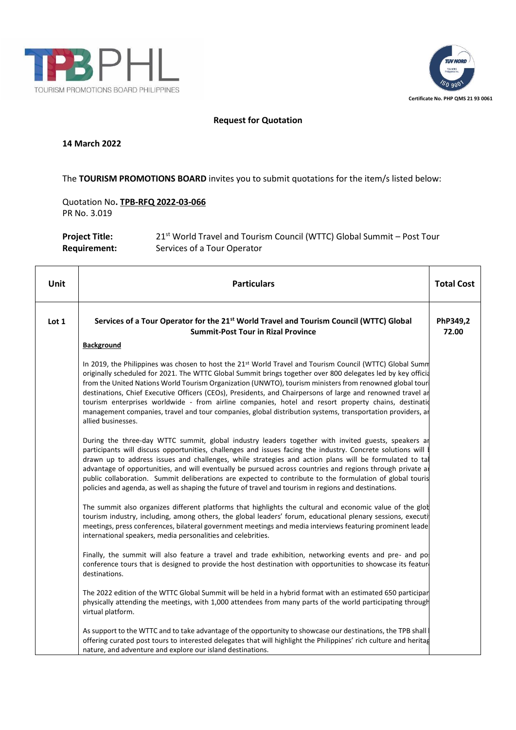Certificate No. PHP QMS 21 93 0061

**Request for Quotation**

**14 March 2022**

The **TOURISM PROMOTIONS BOARD** invites you to submit quotations for the item/s listed below:

Quotation No**. TPB-RFQ 2022-03-066**
PR No. 3.019

**Project Title:** 21st World Travel and Tourism Council (WTTC) Global Summit – Post Tour
**Requirement:** Services of a Tour Operator

| Unit | Particulars | Total Cost |
|---|---|---|
| Lot 1 | **Services of a Tour Operator for the 21st World Travel and Tourism Council (WTTC) Global Summit-Post Tour in Rizal Province**<br><br>**Background**<br><br>In 2019, the Philippines was chosen to host the 21st World Travel and Tourism Council (WTTC) Global Summ originally scheduled for 2021. The WTTC Global Summit brings together over 800 delegates led by key officia from the United Nations World Tourism Organization (UNWTO), tourism ministers from renowned global touri destinations, Chief Executive Officers (CEOs), Presidents, and Chairpersons of large and renowned travel ar tourism enterprises worldwide - from airline companies, hotel and resort property chains, destinatio management companies, travel and tour companies, global distribution systems, transportation providers, ar allied businesses.<br><br>During the three-day WTTC summit, global industry leaders together with invited guests, speakers ar participants will discuss opportunities, challenges and issues facing the industry. Concrete solutions will b drawn up to address issues and challenges, while strategies and action plans will be formulated to tak advantage of opportunities, and will eventually be pursued across countries and regions through private ar public collaboration. Summit deliberations are expected to contribute to the formulation of global touris policies and agenda, as well as shaping the future of travel and tourism in regions and destinations.<br><br>The summit also organizes different platforms that highlights the cultural and economic value of the glob tourism industry, including, among others, the global leaders' forum, educational plenary sessions, executi meetings, press conferences, bilateral government meetings and media interviews featuring prominent leade international speakers, media personalities and celebrities.<br><br>Finally, the summit will also feature a travel and trade exhibition, networking events and pre- and po conference tours that is designed to provide the host destination with opportunities to showcase its featur destinations.<br><br>The 2022 edition of the WTTC Global Summit will be held in a hybrid format with an estimated 650 participar physically attending the meetings, with 1,000 attendees from many parts of the world participating through virtual platform.<br><br>As support to the WTTC and to take advantage of the opportunity to showcase our destinations, the TPB shall offering curated post tours to interested delegates that will highlight the Philippines' rich culture and heritag nature, and adventure and explore our island destinations. | **PhP349,272.00** |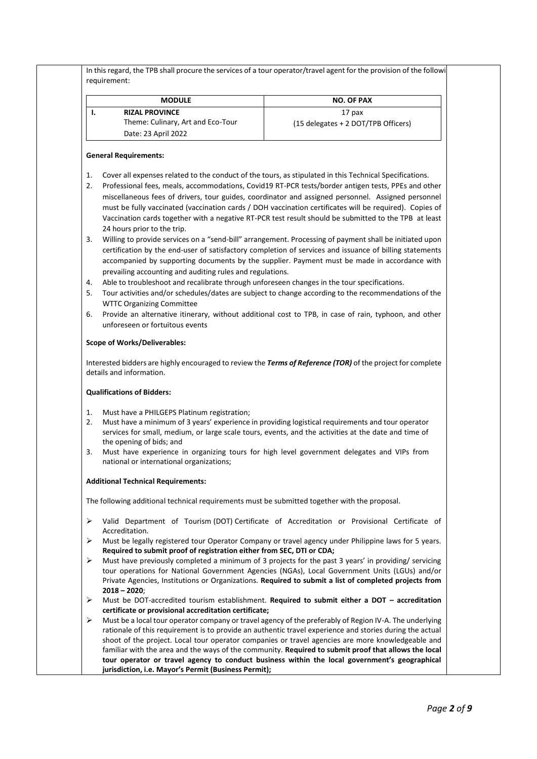In this regard, the TPB shall procure the services of a tour operator/travel agent for the provision of the followi requirement:

| MODULE | NO. OF PAX |
|---|---|
| I. **RIZAL PROVINCE**<br>Theme: Culinary, Art and Eco-Tour<br>Date: 23 April 2022 | 17 pax<br>(15 delegates + 2 DOT/TPB Officers) |

**General Requirements:**

1. Cover all expenses related to the conduct of the tours, as stipulated in this Technical Specifications.
2. Professional fees, meals, accommodations, Covid19 RT-PCR tests/border antigen tests, PPEs and other miscellaneous fees of drivers, tour guides, coordinator and assigned personnel. Assigned personnel must be fully vaccinated (vaccination cards / DOH vaccination certificates will be required). Copies of Vaccination cards together with a negative RT-PCR test result should be submitted to the TPB at least 24 hours prior to the trip.
3. Willing to provide services on a "send-bill" arrangement. Processing of payment shall be initiated upon certification by the end-user of satisfactory completion of services and issuance of billing statements accompanied by supporting documents by the supplier. Payment must be made in accordance with prevailing accounting and auditing rules and regulations.
4. Able to troubleshoot and recalibrate through unforeseen changes in the tour specifications.
5. Tour activities and/or schedules/dates are subject to change according to the recommendations of the WTTC Organizing Committee
6. Provide an alternative itinerary, without additional cost to TPB, in case of rain, typhoon, and other unforeseen or fortuitous events

**Scope of Works/Deliverables:**

Interested bidders are highly encouraged to review the ***Terms of Reference (TOR)*** of the project for complete details and information.

**Qualifications of Bidders:**

1. Must have a PHILGEPS Platinum registration;
2. Must have a minimum of 3 years' experience in providing logistical requirements and tour operator services for small, medium, or large scale tours, events, and the activities at the date and time of the opening of bids; and
3. Must have experience in organizing tours for high level government delegates and VIPs from national or international organizations;

**Additional Technical Requirements:**

The following additional technical requirements must be submitted together with the proposal.

- Valid Department of Tourism (DOT) Certificate of Accreditation or Provisional Certificate of Accreditation.
- Must be legally registered tour Operator Company or travel agency under Philippine laws for 5 years. **Required to submit proof of registration either from SEC, DTI or CDA;**
- Must have previously completed a minimum of 3 projects for the past 3 years' in providing/ servicing tour operations for National Government Agencies (NGAs), Local Government Units (LGUs) and/or Private Agencies, Institutions or Organizations. **Required to submit a list of completed projects from 2018 – 2020**;
- Must be DOT-accredited tourism establishment. **Required to submit either a DOT – accreditation certificate or provisional accreditation certificate;**
- Must be a local tour operator company or travel agency of the preferably of Region IV-A. The underlying rationale of this requirement is to provide an authentic travel experience and stories during the actual shoot of the project. Local tour operator companies or travel agencies are more knowledgeable and familiar with the area and the ways of the community. **Required to submit proof that allows the local tour operator or travel agency to conduct business within the local government's geographical jurisdiction, i.e. Mayor's Permit (Business Permit);**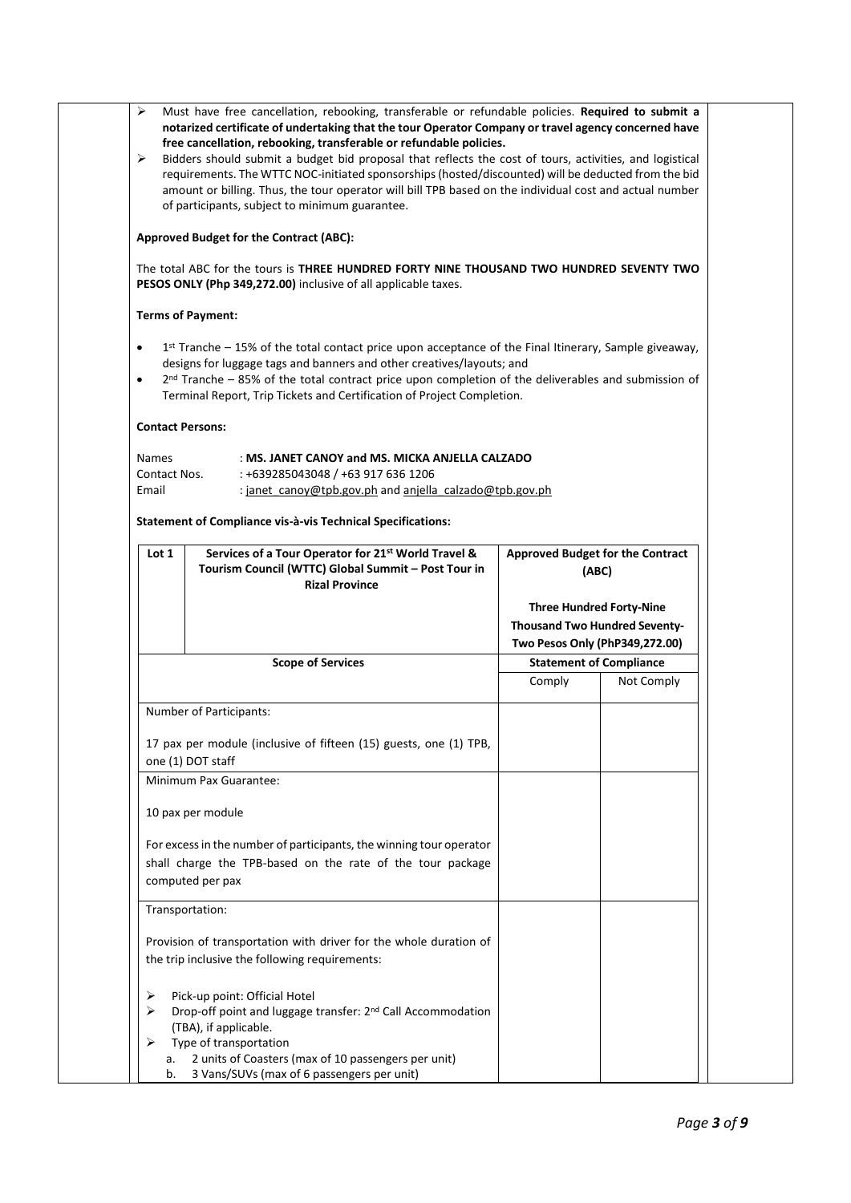- Must have free cancellation, rebooking, transferable or refundable policies. **Required to submit a notarized certificate of undertaking that the tour Operator Company or travel agency concerned have free cancellation, rebooking, transferable or refundable policies.**
- Bidders should submit a budget bid proposal that reflects the cost of tours, activities, and logistical requirements. The WTTC NOC-initiated sponsorships (hosted/discounted) will be deducted from the bid amount or billing. Thus, the tour operator will bill TPB based on the individual cost and actual number of participants, subject to minimum guarantee.

**Approved Budget for the Contract (ABC):**

The total ABC for the tours is **THREE HUNDRED FORTY NINE THOUSAND TWO HUNDRED SEVENTY TWO PESOS ONLY (Php 349,272.00)** inclusive of all applicable taxes.

**Terms of Payment:**

- 1st Tranche – 15% of the total contact price upon acceptance of the Final Itinerary, Sample giveaway, designs for luggage tags and banners and other creatives/layouts; and
- 2nd Tranche – 85% of the total contract price upon completion of the deliverables and submission of Terminal Report, Trip Tickets and Certification of Project Completion.

**Contact Persons:**

Names : **MS. JANET CANOY and MS. MICKA ANJELLA CALZADO**
Contact Nos. : +639285043048 / +63 917 636 1206
Email : janet_canoy@tpb.gov.ph and anjella_calzado@tpb.gov.ph

**Statement of Compliance vis-à-vis Technical Specifications:**

| Lot 1 | Services of a Tour Operator for 21st World Travel & Tourism Council (WTTC) Global Summit – Post Tour in Rizal Province | Approved Budget for the Contract (ABC)<br><br>Three Hundred Forty-Nine Thousand Two Hundred Seventy-Two Pesos Only (PhP349,272.00) | |
|---|---|---|---|
| **Scope of Services** | | **Statement of Compliance** | |
| | | Comply | Not Comply |
| Number of Participants:<br><br>17 pax per module (inclusive of fifteen (15) guests, one (1) TPB, one (1) DOT staff | | | |
| Minimum Pax Guarantee:<br><br>10 pax per module<br><br>For excess in the number of participants, the winning tour operator shall charge the TPB-based on the rate of the tour package computed per pax | | | |
| Transportation:<br><br>Provision of transportation with driver for the whole duration of the trip inclusive the following requirements:<br><br>- Pick-up point: Official Hotel<br>- Drop-off point and luggage transfer: 2nd Call Accommodation (TBA), if applicable.<br>- Type of transportation<br>a. 2 units of Coasters (max of 10 passengers per unit)<br>b. 3 Vans/SUVs (max of 6 passengers per unit) | | | |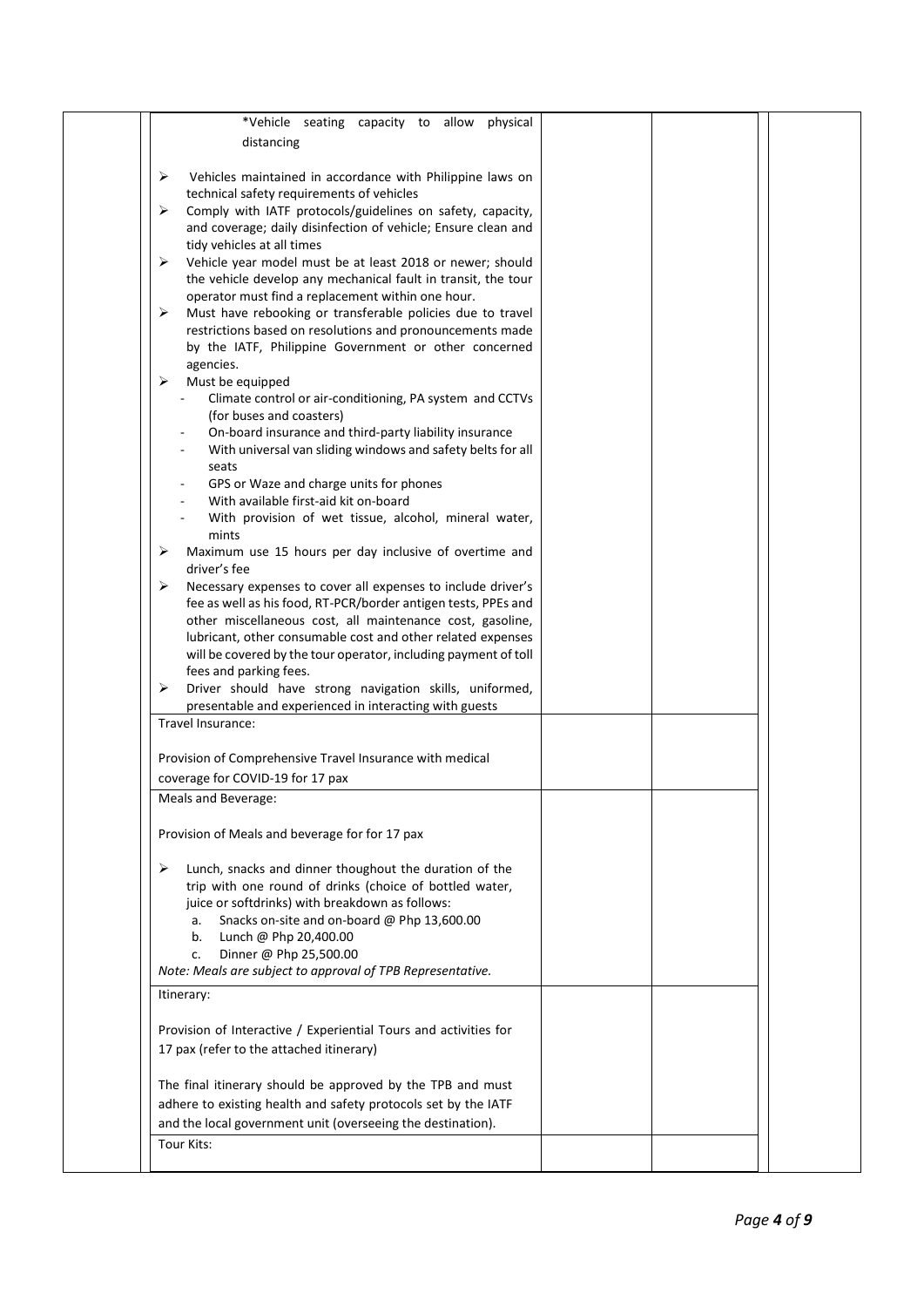| | | | | |
|---|---|---|---|---|
| | *Vehicle seating capacity to allow physical distancing<br><br>➢ Vehicles maintained in accordance with Philippine laws on technical safety requirements of vehicles<br>➢ Comply with IATF protocols/guidelines on safety, capacity, and coverage; daily disinfection of vehicle; Ensure clean and tidy vehicles at all times<br>➢ Vehicle year model must be at least 2018 or newer; should the vehicle develop any mechanical fault in transit, the tour operator must find a replacement within one hour.<br>➢ Must have rebooking or transferable policies due to travel restrictions based on resolutions and pronouncements made by the IATF, Philippine Government or other concerned agencies.<br>➢ Must be equipped<br>- Climate control or air-conditioning, PA system and CCTVs (for buses and coasters)<br>- On-board insurance and third-party liability insurance<br>- With universal van sliding windows and safety belts for all seats<br>- GPS or Waze and charge units for phones<br>- With available first-aid kit on-board<br>- With provision of wet tissue, alcohol, mineral water, mints<br>➢ Maximum use 15 hours per day inclusive of overtime and driver's fee<br>➢ Necessary expenses to cover all expenses to include driver's fee as well as his food, RT-PCR/border antigen tests, PPEs and other miscellaneous cost, all maintenance cost, gasoline, lubricant, other consumable cost and other related expenses will be covered by the tour operator, including payment of toll fees and parking fees.<br>➢ Driver should have strong navigation skills, uniformed, presentable and experienced in interacting with guests | | | |
| | Travel Insurance:<br><br>Provision of Comprehensive Travel Insurance with medical coverage for COVID-19 for 17 pax | | | |
| | Meals and Beverage:<br><br>Provision of Meals and beverage for for 17 pax<br><br>➢ Lunch, snacks and dinner thoughout the duration of the trip with one round of drinks (choice of bottled water, juice or softdrinks) with breakdown as follows:<br>a. Snacks on-site and on-board @ Php 13,600.00<br>b. Lunch @ Php 20,400.00<br>c. Dinner @ Php 25,500.00<br>*Note: Meals are subject to approval of TPB Representative.* | | | |
| | Itinerary:<br><br>Provision of Interactive / Experiential Tours and activities for 17 pax (refer to the attached itinerary)<br><br>The final itinerary should be approved by the TPB and must adhere to existing health and safety protocols set by the IATF and the local government unit (overseeing the destination). | | | |
| | Tour Kits: | | | |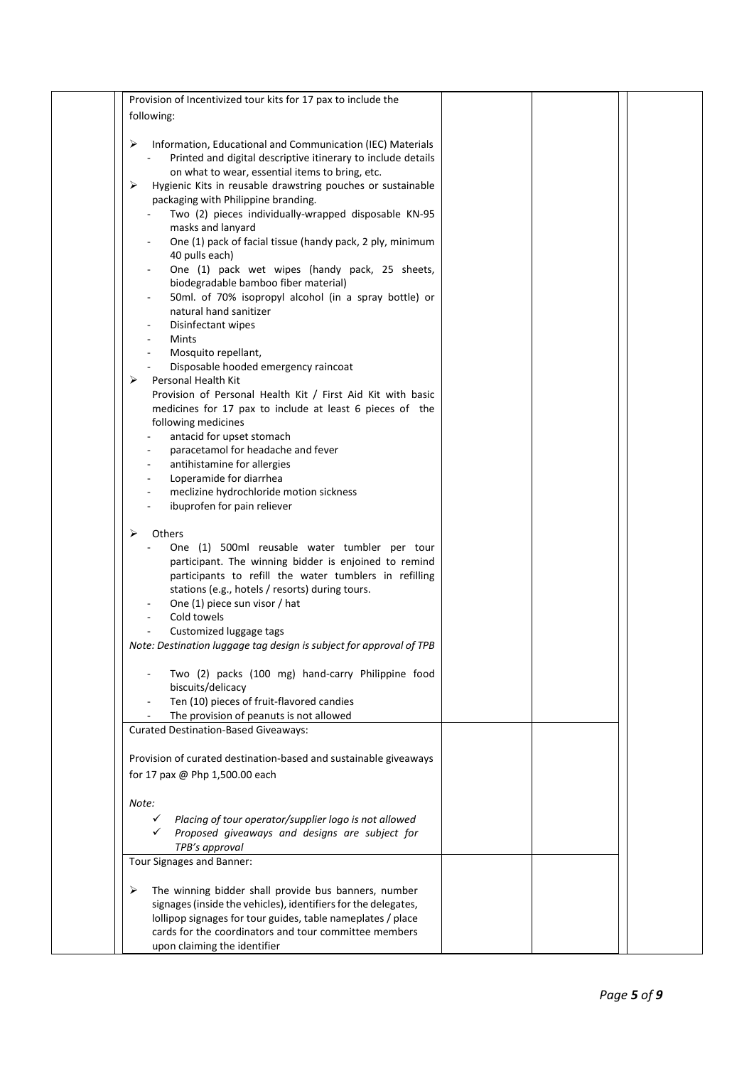| | | | | | |
|---|---|---|---|---|---|
| | Provision of Incentivized tour kits for 17 pax to include the following:<br><br>➢ Information, Educational and Communication (IEC) Materials<br>- Printed and digital descriptive itinerary to include details on what to wear, essential items to bring, etc.<br>➢ Hygienic Kits in reusable drawstring pouches or sustainable packaging with Philippine branding.<br>- Two (2) pieces individually-wrapped disposable KN-95 masks and lanyard<br>- One (1) pack of facial tissue (handy pack, 2 ply, minimum 40 pulls each)<br>- One (1) pack wet wipes (handy pack, 25 sheets, biodegradable bamboo fiber material)<br>- 50ml. of 70% isopropyl alcohol (in a spray bottle) or natural hand sanitizer<br>- Disinfectant wipes<br>- Mints<br>- Mosquito repellant,<br>- Disposable hooded emergency raincoat<br>➢ Personal Health Kit<br>Provision of Personal Health Kit / First Aid Kit with basic medicines for 17 pax to include at least 6 pieces of the following medicines<br>- antacid for upset stomach<br>- paracetamol for headache and fever<br>- antihistamine for allergies<br>- Loperamide for diarrhea<br>- meclizine hydrochloride motion sickness<br>- ibuprofen for pain reliever<br><br>➢ Others<br>- One (1) 500ml reusable water tumbler per tour participant. The winning bidder is enjoined to remind participants to refill the water tumblers in refilling stations (e.g., hotels / resorts) during tours.<br>- One (1) piece sun visor / hat<br>- Cold towels<br>- Customized luggage tags<br>*Note: Destination luggage tag design is subject for approval of TPB*<br><br>- Two (2) packs (100 mg) hand-carry Philippine food biscuits/delicacy<br>- Ten (10) pieces of fruit-flavored candies<br>- The provision of peanuts is not allowed | | | | |
| | Curated Destination-Based Giveaways:<br><br>Provision of curated destination-based and sustainable giveaways for 17 pax @ Php 1,500.00 each<br><br>*Note:*<br>✓ *Placing of tour operator/supplier logo is not allowed*<br>✓ *Proposed giveaways and designs are subject for TPB's approval* | | | | |
| | Tour Signages and Banner:<br><br>➢ The winning bidder shall provide bus banners, number signages (inside the vehicles), identifiers for the delegates, lollipop signages for tour guides, table nameplates / place cards for the coordinators and tour committee members upon claiming the identifier | | | | |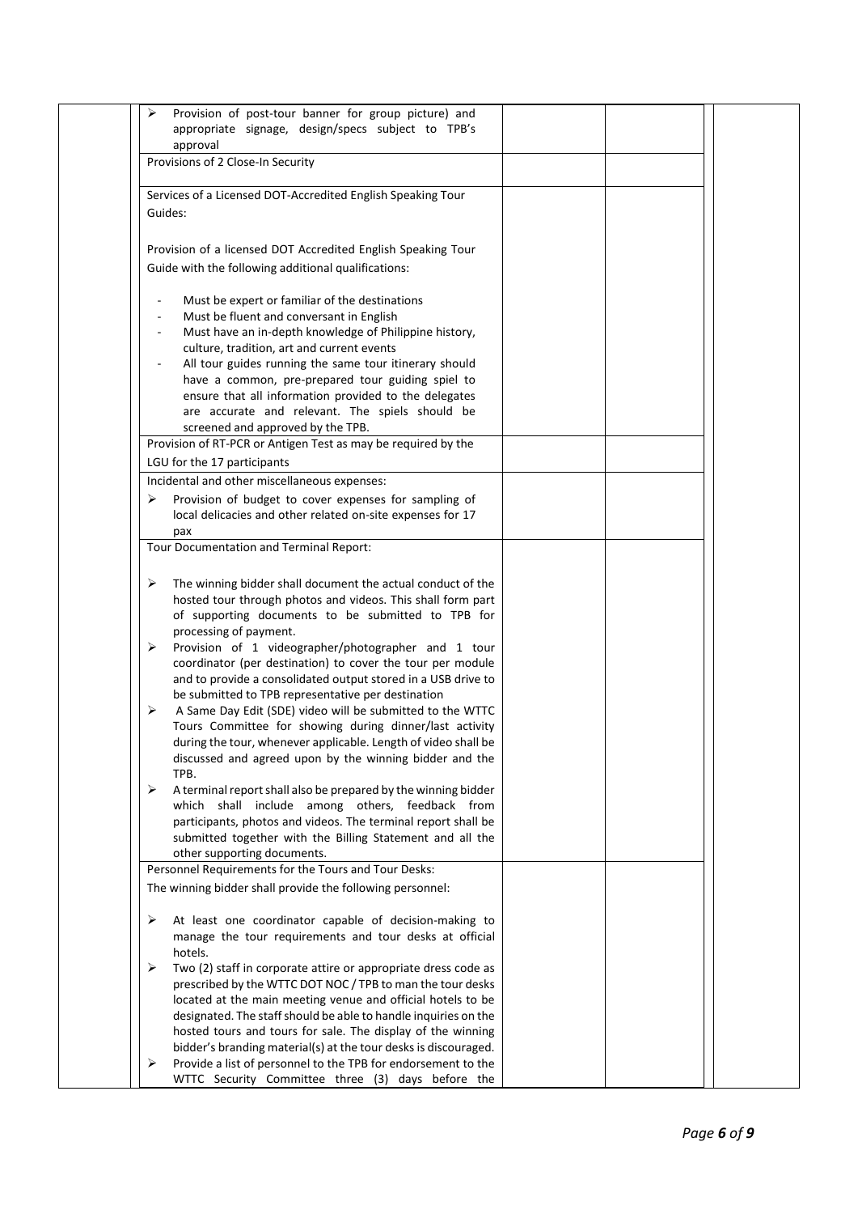| | | | | |
|---|---|---|---|---|
| | ➢ Provision of post-tour banner for group picture) and appropriate signage, design/specs subject to TPB's approval | | | |
| | Provisions of 2 Close-In Security | | | |
| | Services of a Licensed DOT-Accredited English Speaking Tour Guides:<br><br>Provision of a licensed DOT Accredited English Speaking Tour Guide with the following additional qualifications:<br><br>- Must be expert or familiar of the destinations<br>- Must be fluent and conversant in English<br>- Must have an in-depth knowledge of Philippine history, culture, tradition, art and current events<br>- All tour guides running the same tour itinerary should have a common, pre-prepared tour guiding spiel to ensure that all information provided to the delegates are accurate and relevant. The spiels should be screened and approved by the TPB. | | | |
| | Provision of RT-PCR or Antigen Test as may be required by the LGU for the 17 participants | | | |
| | Incidental and other miscellaneous expenses:<br>➢ Provision of budget to cover expenses for sampling of local delicacies and other related on-site expenses for 17 pax | | | |
| | Tour Documentation and Terminal Report:<br><br>➢ The winning bidder shall document the actual conduct of the hosted tour through photos and videos. This shall form part of supporting documents to be submitted to TPB for processing of payment.<br>➢ Provision of 1 videographer/photographer and 1 tour coordinator (per destination) to cover the tour per module and to provide a consolidated output stored in a USB drive to be submitted to TPB representative per destination<br>➢ A Same Day Edit (SDE) video will be submitted to the WTTC Tours Committee for showing during dinner/last activity during the tour, whenever applicable. Length of video shall be discussed and agreed upon by the winning bidder and the TPB.<br>➢ A terminal report shall also be prepared by the winning bidder which shall include among others, feedback from participants, photos and videos. The terminal report shall be submitted together with the Billing Statement and all the other supporting documents. | | | |
| | Personnel Requirements for the Tours and Tour Desks:<br>The winning bidder shall provide the following personnel:<br><br>➢ At least one coordinator capable of decision-making to manage the tour requirements and tour desks at official hotels.<br>➢ Two (2) staff in corporate attire or appropriate dress code as prescribed by the WTTC DOT NOC / TPB to man the tour desks located at the main meeting venue and official hotels to be designated. The staff should be able to handle inquiries on the hosted tours and tours for sale. The display of the winning bidder's branding material(s) at the tour desks is discouraged.<br>➢ Provide a list of personnel to the TPB for endorsement to the WTTC Security Committee three (3) days before the | | | |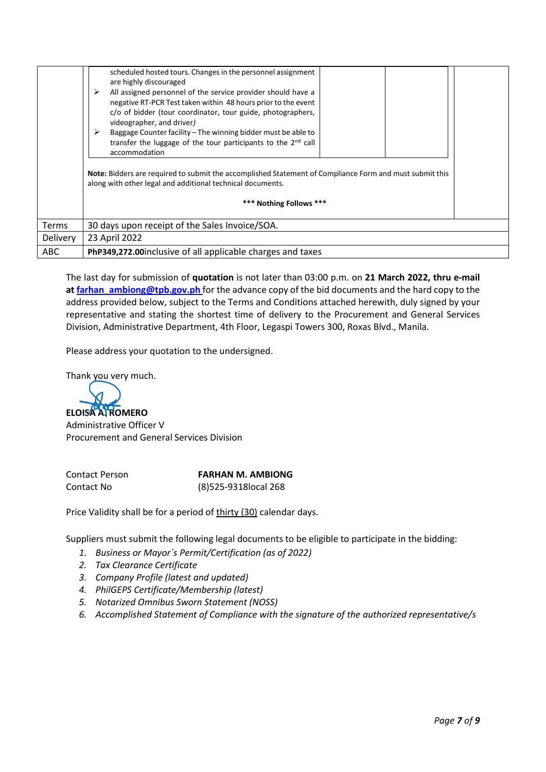| | | | |
|---|---|---|---|
| | scheduled hosted tours. Changes in the personnel assignment are highly discouraged<br>➢ All assigned personnel of the service provider should have a negative RT-PCR Test taken within 48 hours prior to the event c/o of bidder (tour coordinator, tour guide, photographers, videographer, and driver)<br>➢ Baggage Counter facility – The winning bidder must be able to transfer the luggage of the tour participants to the 2nd call accommodation<br><br>**Note:** Bidders are required to submit the accomplished Statement of Compliance Form and must submit this along with other legal and additional technical documents.<br><br>**\*\*\* Nothing Follows \*\*\*** | | |
| Terms | 30 days upon receipt of the Sales Invoice/SOA. | | |
| Delivery | 23 April 2022 | | |
| ABC | **PhP349,272.00**inclusive of all applicable charges and taxes | | |

The last day for submission of **quotation** is not later than 03:00 p.m. on **21 March 2022, thru e-mail at farhan_ambiong@tpb.gov.ph** for the advance copy of the bid documents and the hard copy to the address provided below, subject to the Terms and Conditions attached herewith, duly signed by your representative and stating the shortest time of delivery to the Procurement and General Services Division, Administrative Department, 4th Floor, Legaspi Towers 300, Roxas Blvd., Manila.

Please address your quotation to the undersigned.

Thank you very much.

**ELOISA A. ROMERO**
Administrative Officer V
Procurement and General Services Division

| | |
|---|---|
| Contact Person | **FARHAN M. AMBIONG** |
| Contact No | (8)525-9318local 268 |

Price Validity shall be for a period of thirty (30) calendar days.

Suppliers must submit the following legal documents to be eligible to participate in the bidding:

1. *Business or Mayor`s Permit/Certification (as of 2022)*
2. *Tax Clearance Certificate*
3. *Company Profile (latest and updated)*
4. *PhilGEPS Certificate/Membership (latest)*
5. *Notarized Omnibus Sworn Statement (NOSS)*
6. *Accomplished Statement of Compliance with the signature of the authorized representative/s*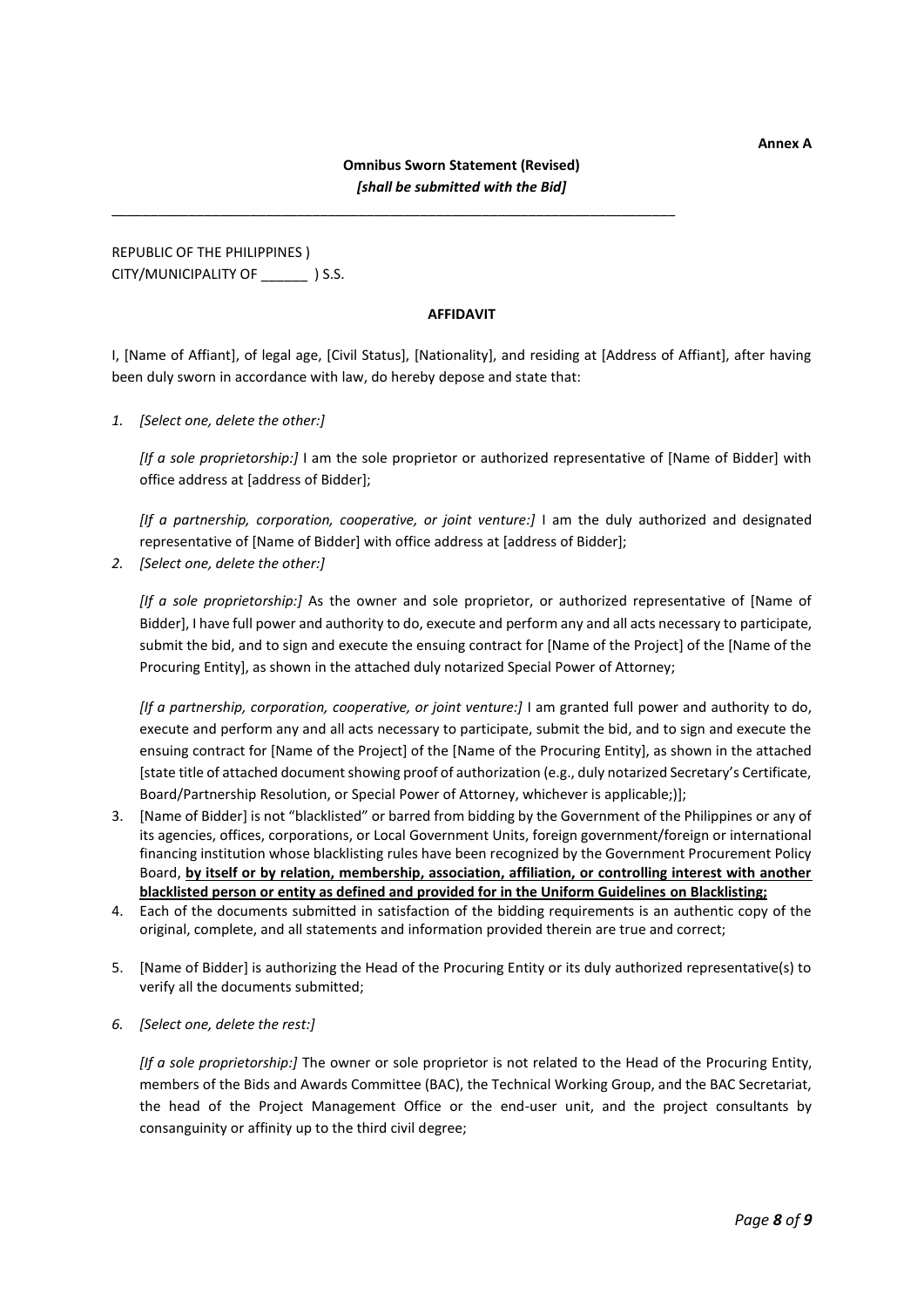**Annex A**

**Omnibus Sworn Statement (Revised)**
***[shall be submitted with the Bid]***

---

REPUBLIC OF THE PHILIPPINES )
CITY/MUNICIPALITY OF ______ ) S.S.

**AFFIDAVIT**

I, [Name of Affiant], of legal age, [Civil Status], [Nationality], and residing at [Address of Affiant], after having been duly sworn in accordance with law, do hereby depose and state that:

1. *[Select one, delete the other:]*

   *[If a sole proprietorship:]* I am the sole proprietor or authorized representative of [Name of Bidder] with office address at [address of Bidder];

   *[If a partnership, corporation, cooperative, or joint venture:]* I am the duly authorized and designated representative of [Name of Bidder] with office address at [address of Bidder];

2. *[Select one, delete the other:]*

   *[If a sole proprietorship:]* As the owner and sole proprietor, or authorized representative of [Name of Bidder], I have full power and authority to do, execute and perform any and all acts necessary to participate, submit the bid, and to sign and execute the ensuing contract for [Name of the Project] of the [Name of the Procuring Entity], as shown in the attached duly notarized Special Power of Attorney;

   *[If a partnership, corporation, cooperative, or joint venture:]* I am granted full power and authority to do, execute and perform any and all acts necessary to participate, submit the bid, and to sign and execute the ensuing contract for [Name of the Project] of the [Name of the Procuring Entity], as shown in the attached [state title of attached document showing proof of authorization (e.g., duly notarized Secretary's Certificate, Board/Partnership Resolution, or Special Power of Attorney, whichever is applicable;)];

3. [Name of Bidder] is not "blacklisted" or barred from bidding by the Government of the Philippines or any of its agencies, offices, corporations, or Local Government Units, foreign government/foreign or international financing institution whose blacklisting rules have been recognized by the Government Procurement Policy Board, <u>**by itself or by relation, membership, association, affiliation, or controlling interest with another blacklisted person or entity as defined and provided for in the Uniform Guidelines on Blacklisting;**</u>

4. Each of the documents submitted in satisfaction of the bidding requirements is an authentic copy of the original, complete, and all statements and information provided therein are true and correct;

5. [Name of Bidder] is authorizing the Head of the Procuring Entity or its duly authorized representative(s) to verify all the documents submitted;

6. *[Select one, delete the rest:]*

   *[If a sole proprietorship:]* The owner or sole proprietor is not related to the Head of the Procuring Entity, members of the Bids and Awards Committee (BAC), the Technical Working Group, and the BAC Secretariat, the head of the Project Management Office or the end-user unit, and the project consultants by consanguinity or affinity up to the third civil degree;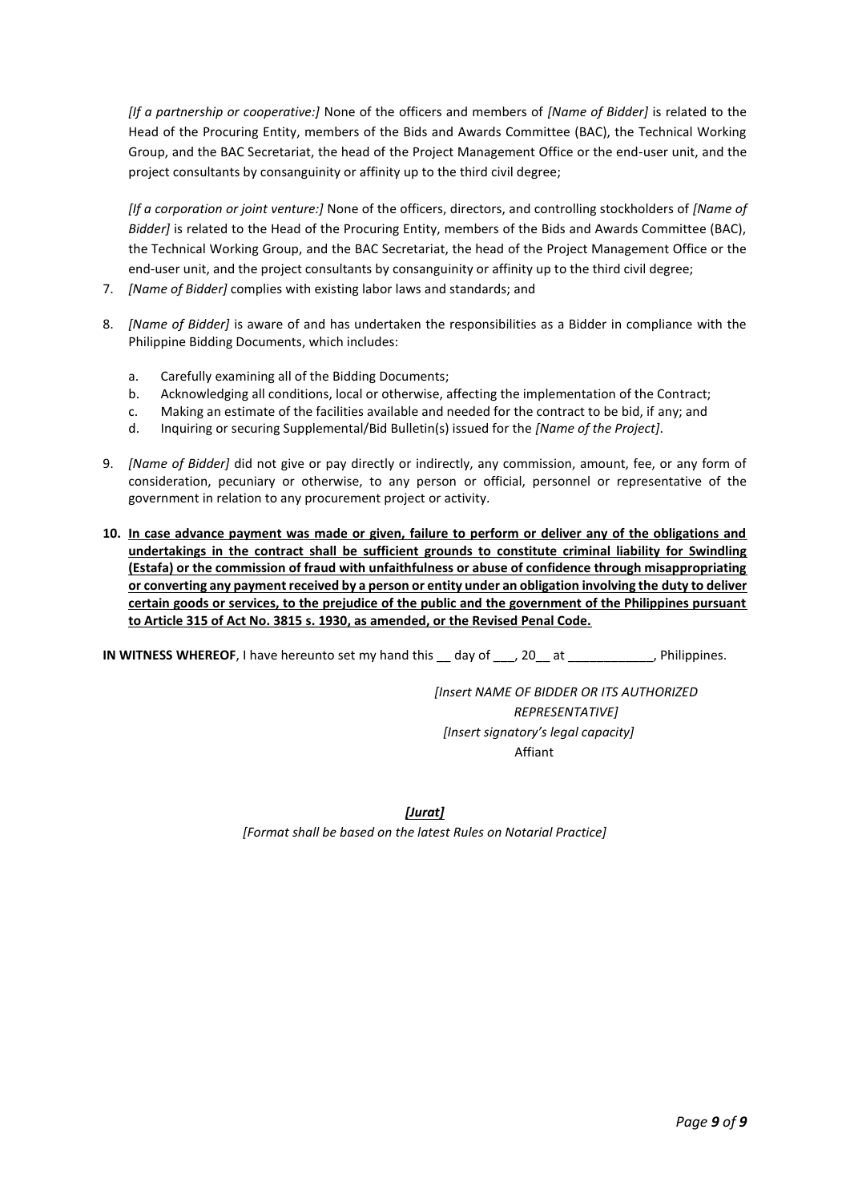*[If a partnership or cooperative:]* None of the officers and members of *[Name of Bidder]* is related to the Head of the Procuring Entity, members of the Bids and Awards Committee (BAC), the Technical Working Group, and the BAC Secretariat, the head of the Project Management Office or the end-user unit, and the project consultants by consanguinity or affinity up to the third civil degree;

*[If a corporation or joint venture:]* None of the officers, directors, and controlling stockholders of *[Name of Bidder]* is related to the Head of the Procuring Entity, members of the Bids and Awards Committee (BAC), the Technical Working Group, and the BAC Secretariat, the head of the Project Management Office or the end-user unit, and the project consultants by consanguinity or affinity up to the third civil degree;

7. *[Name of Bidder]* complies with existing labor laws and standards; and

8. *[Name of Bidder]* is aware of and has undertaken the responsibilities as a Bidder in compliance with the Philippine Bidding Documents, which includes:

   a. Carefully examining all of the Bidding Documents;
   b. Acknowledging all conditions, local or otherwise, affecting the implementation of the Contract;
   c. Making an estimate of the facilities available and needed for the contract to be bid, if any; and
   d. Inquiring or securing Supplemental/Bid Bulletin(s) issued for the *[Name of the Project]*.

9. *[Name of Bidder]* did not give or pay directly or indirectly, any commission, amount, fee, or any form of consideration, pecuniary or otherwise, to any person or official, personnel or representative of the government in relation to any procurement project or activity.

10. **<u>In case advance payment was made or given, failure to perform or deliver any of the obligations and undertakings in the contract shall be sufficient grounds to constitute criminal liability for Swindling (Estafa) or the commission of fraud with unfaithfulness or abuse of confidence through misappropriating or converting any payment received by a person or entity under an obligation involving the duty to deliver certain goods or services, to the prejudice of the public and the government of the Philippines pursuant to Article 315 of Act No. 3815 s. 1930, as amended, or the Revised Penal Code.</u>**

**IN WITNESS WHEREOF**, I have hereunto set my hand this __ day of ___, 20__ at ____________, Philippines.

*[Insert NAME OF BIDDER OR ITS AUTHORIZED REPRESENTATIVE]*
*[Insert signatory's legal capacity]*
Affiant

***<u>[Jurat]</u>***

*[Format shall be based on the latest Rules on Notarial Practice]*